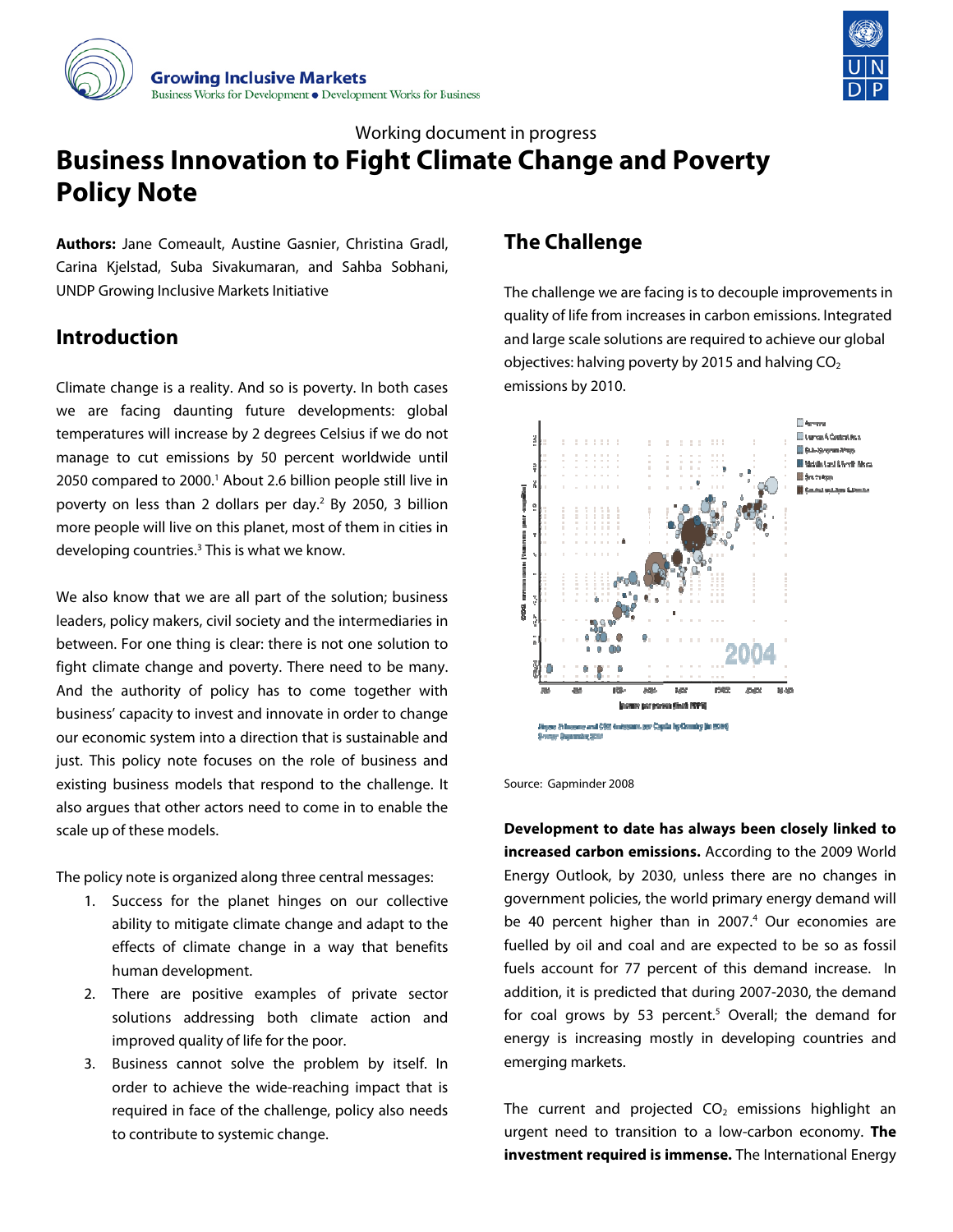Working document in progress

# Business Innovation to Fight Climate Change and Poverty Policy Note

**Authors:** Jane Comeault, Austine Gasnier, Christina Gradl, Carina Kjelstad, Suba Sivakumaran, and Sahba Sobhani, UNDP Growing Inclusive Markets Initiative

## Introduction

Climate change is a reality. And so is poverty. In both cases we are facing daunting future developments: global temperatures will increase by 2 degrees Celsius if we do not manage to cut emissions by 50 percent worldwide until 2050 compared to 2000.[1] About 2.6 billion people still live in poverty on less than 2 dollars per day.[2] By 2050, 3 billion more people will live on this planet, most of them in cities in developing countries.[3] This is what we know.

We also know that we are all part of the solution; business leaders, policy makers, civil society and the intermediaries in between. For one thing is clear: there is not one solution to fight climate change and poverty. There need to be many. And the authority of policy has to come together with business' capacity to invest and innovate in order to change our economic system into a direction that is sustainable and just. This policy note focuses on the role of business and existing business models that respond to the challenge. It also argues that other actors need to come in to enable the scale up of these models.

The policy note is organized along three central messages:

1. Success for the planet hinges on our collective ability to mitigate climate change and adapt to the effects of climate change in a way that benefits human development.
2. There are positive examples of private sector solutions addressing both climate action and improved quality of life for the poor.
3. Business cannot solve the problem by itself. In order to achieve the wide-reaching impact that is required in face of the challenge, policy also needs to contribute to systemic change.

## The Challenge

The challenge we are facing is to decouple improvements in quality of life from increases in carbon emissions. Integrated and large scale solutions are required to achieve our global objectives: halving poverty by 2015 and halving $CO_2$ emissions by 2010.

Source: Gapminder 2008

**Development to date has always been closely linked to increased carbon emissions.** According to the 2009 World Energy Outlook, by 2030, unless there are no changes in government policies, the world primary energy demand will be 40 percent higher than in 2007.[4] Our economies are fuelled by oil and coal and are expected to be so as fossil fuels account for 77 percent of this demand increase. In addition, it is predicted that during 2007-2030, the demand for coal grows by 53 percent.[5] Overall; the demand for energy is increasing mostly in developing countries and emerging markets.

The current and projected $CO_2$ emissions highlight an urgent need to transition to a low-carbon economy. **The investment required is immense.** The International Energy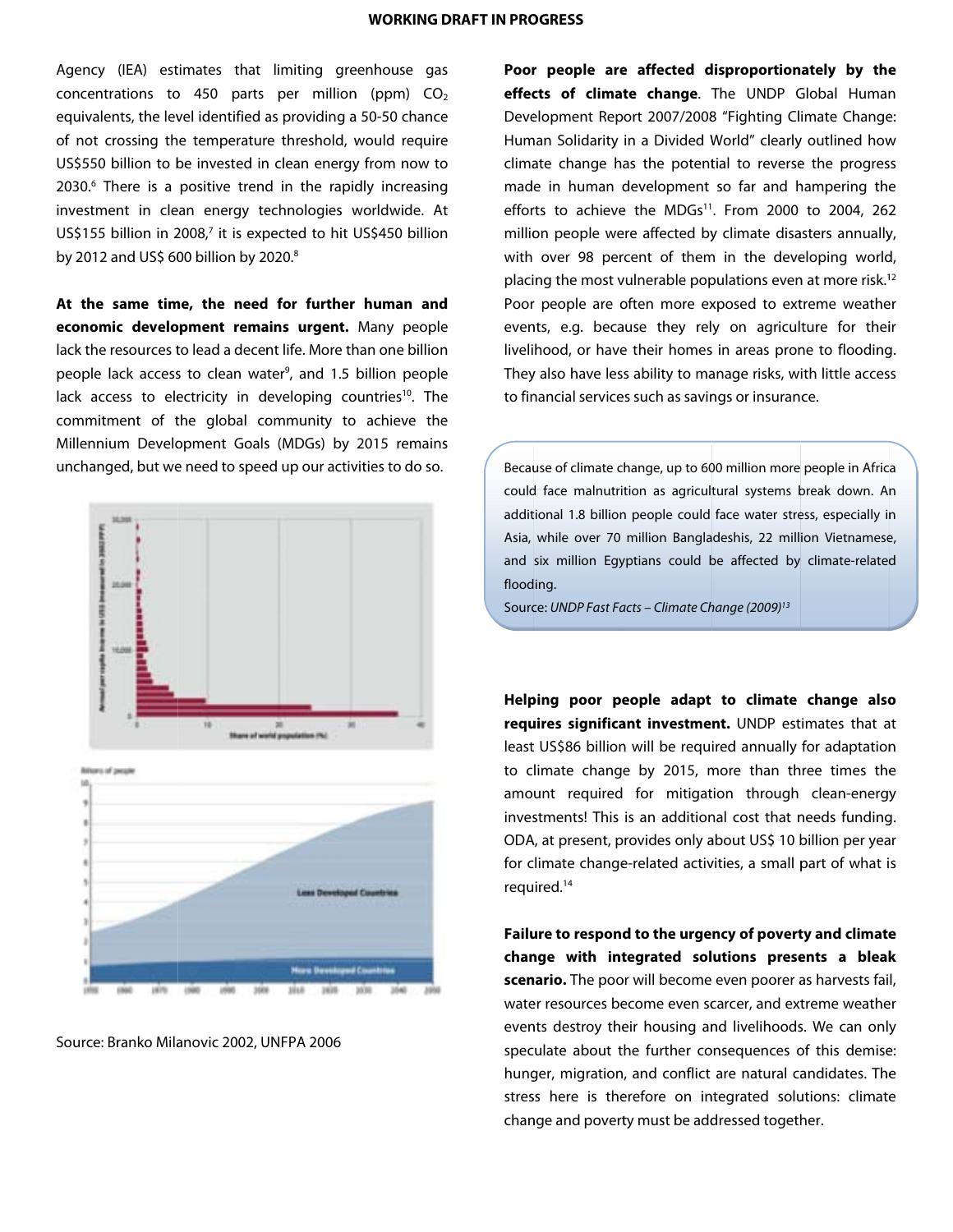Agency (IEA) estimates that limiting greenhouse gas concentrations to 450 parts per million (ppm) $CO_2$ equivalents, the level identified as providing a 50-50 chance of not crossing the temperature threshold, would require US$550 billion to be invested in clean energy from now to 2030.[6] There is a positive trend in the rapidly increasing investment in clean energy technologies worldwide. At US$155 billion in 2008,[7] it is expected to hit US$450 billion by 2012 and US$ 600 billion by 2020.[8]

**At the same time, the need for further human and economic development remains urgent.** Many people lack the resources to lead a decent life. More than one billion people lack access to clean water[9], and 1.5 billion people lack access to electricity in developing countries[10]. The commitment of the global community to achieve the Millennium Development Goals (MDGs) by 2015 remains unchanged, but we need to speed up our activities to do so.

Source: Branko Milanovic 2002, UNFPA 2006

**Poor people are affected disproportionately by the effects of climate change**. The UNDP Global Human Development Report 2007/2008 "Fighting Climate Change: Human Solidarity in a Divided World" clearly outlined how climate change has the potential to reverse the progress made in human development so far and hampering the efforts to achieve the MDGs[11]. From 2000 to 2004, 262 million people were affected by climate disasters annually, with over 98 percent of them in the developing world, placing the most vulnerable populations even at more risk.[12] Poor people are often more exposed to extreme weather events, e.g. because they rely on agriculture for their livelihood, or have their homes in areas prone to flooding. They also have less ability to manage risks, with little access to financial services such as savings or insurance.

> Because of climate change, up to 600 million more people in Africa could face malnutrition as agricultural systems break down. An additional 1.8 billion people could face water stress, especially in Asia, while over 70 million Bangladeshis, 22 million Vietnamese, and six million Egyptians could be affected by climate-related flooding.
>
> Source: *UNDP Fast Facts – Climate Change (2009)*[13]

**Helping poor people adapt to climate change also requires significant investment.** UNDP estimates that at least US$86 billion will be required annually for adaptation to climate change by 2015, more than three times the amount required for mitigation through clean-energy investments! This is an additional cost that needs funding. ODA, at present, provides only about US$ 10 billion per year for climate change-related activities, a small part of what is required.[14]

**Failure to respond to the urgency of poverty and climate change with integrated solutions presents a bleak scenario.** The poor will become even poorer as harvests fail, water resources become even scarcer, and extreme weather events destroy their housing and livelihoods. We can only speculate about the further consequences of this demise: hunger, migration, and conflict are natural candidates. The stress here is therefore on integrated solutions: climate change and poverty must be addressed together.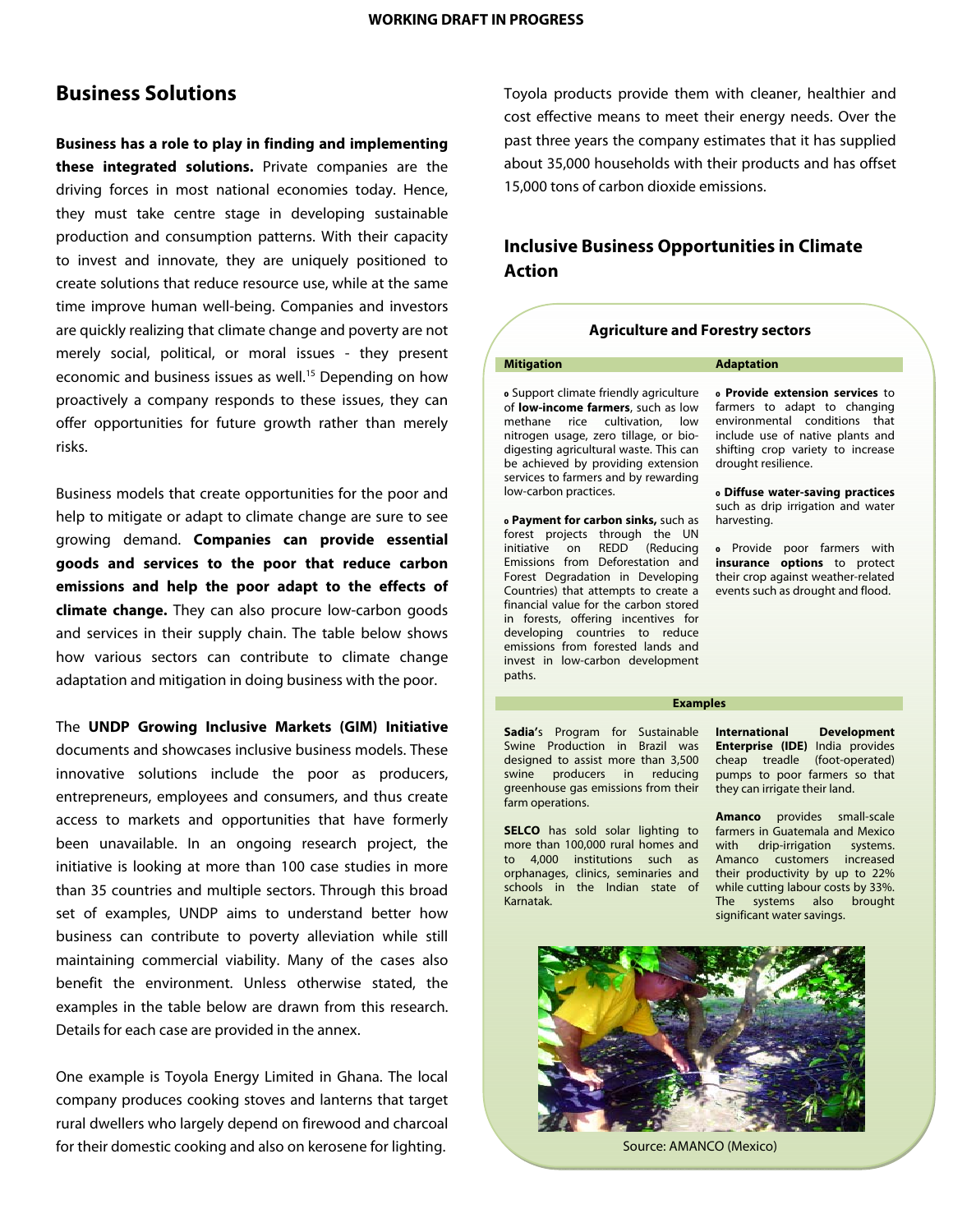## Business Solutions

**Business has a role to play in finding and implementing these integrated solutions.** Private companies are the driving forces in most national economies today. Hence, they must take centre stage in developing sustainable production and consumption patterns. With their capacity to invest and innovate, they are uniquely positioned to create solutions that reduce resource use, while at the same time improve human well-being. Companies and investors are quickly realizing that climate change and poverty are not merely social, political, or moral issues - they present economic and business issues as well.[15] Depending on how proactively a company responds to these issues, they can offer opportunities for future growth rather than merely risks.

Business models that create opportunities for the poor and help to mitigate or adapt to climate change are sure to see growing demand. **Companies can provide essential goods and services to the poor that reduce carbon emissions and help the poor adapt to the effects of climate change.** They can also procure low-carbon goods and services in their supply chain. The table below shows how various sectors can contribute to climate change adaptation and mitigation in doing business with the poor.

The **UNDP Growing Inclusive Markets (GIM) Initiative** documents and showcases inclusive business models. These innovative solutions include the poor as producers, entrepreneurs, employees and consumers, and thus create access to markets and opportunities that have formerly been unavailable. In an ongoing research project, the initiative is looking at more than 100 case studies in more than 35 countries and multiple sectors. Through this broad set of examples, UNDP aims to understand better how business can contribute to poverty alleviation while still maintaining commercial viability. Many of the cases also benefit the environment. Unless otherwise stated, the examples in the table below are drawn from this research. Details for each case are provided in the annex.

One example is Toyola Energy Limited in Ghana. The local company produces cooking stoves and lanterns that target rural dwellers who largely depend on firewood and charcoal for their domestic cooking and also on kerosene for lighting. Toyola products provide them with cleaner, healthier and cost effective means to meet their energy needs. Over the past three years the company estimates that it has supplied about 35,000 households with their products and has offset 15,000 tons of carbon dioxide emissions.

## Inclusive Business Opportunities in Climate Action

### Agriculture and Forestry sectors

| Mitigation | Adaptation |
|---|---|
| Support climate friendly agriculture of **low-income farmers**, such as low methane rice cultivation, low nitrogen usage, zero tillage, or bio-digesting agricultural waste. This can be achieved by providing extension services to farmers and by rewarding low-carbon practices. | **Provide extension services** to farmers to adapt to changing environmental conditions that include use of native plants and shifting crop variety to increase drought resilience. |
| **Payment for carbon sinks,** such as forest projects through the UN initiative on REDD (Reducing Emissions from Deforestation and Forest Degradation in Developing Countries) that attempts to create a financial value for the carbon stored in forests, offering incentives for developing countries to reduce emissions from forested lands and invest in low-carbon development paths. | **Diffuse water-saving practices** such as drip irrigation and water harvesting. |
| | Provide poor farmers with **insurance options** to protect their crop against weather-related events such as drought and flood. |

**Examples**

| Mitigation | Adaptation |
|---|---|
| **Sadia**'s Program for Sustainable Swine Production in Brazil was designed to assist more than 3,500 swine producers in reducing greenhouse gas emissions from their farm operations. | **International Development Enterprise (IDE)** India provides cheap treadle (foot-operated) pumps to poor farmers so that they can irrigate their land. |
| **SELCO** has sold solar lighting to more than 100,000 rural homes and to 4,000 institutions such as orphanages, clinics, seminaries and schools in the Indian state of Karnatak. | **Amanco** provides small-scale farmers in Guatemala and Mexico with drip-irrigation systems. Amanco customers increased their productivity by up to 22% while cutting labour costs by 33%. The systems also brought significant water savings. |

Source: AMANCO (Mexico)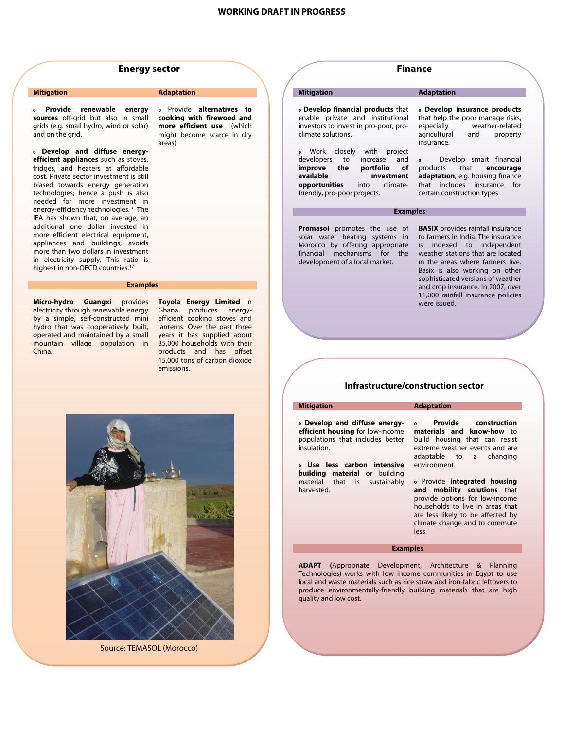## Energy sector

### Mitigation

- **Provide renewable energy sources** off-grid but also in small grids (e.g. small hydro, wind or solar) and on the grid.

- **Develop and diffuse energy-efficient appliances** such as stoves, fridges, and heaters at affordable cost. Private sector investment is still biased towards energy generation technologies; hence a push is also needed for more investment in energy-efficiency technologies.[16] The IEA has shown that, on average, an additional one dollar invested in more efficient electrical equipment, appliances and buildings, avoids more than two dollars in investment in electricity supply. This ratio is highest in non-OECD countries.[17]

### Adaptation

- Provide **alternatives to cooking with firewood and more efficient use** (which might become scarce in dry areas)

### Examples

**Micro-hydro Guangxi** provides electricity through renewable energy by a simple, self-constructed mini hydro that was cooperatively built, operated and maintained by a small mountain village population in China.

**Toyola Energy Limited** in Ghana produces energy-efficient cooking stoves and lanterns. Over the past three years it has supplied about 35,000 households with their products and has offset 15,000 tons of carbon dioxide emissions.

Source: TEMASOL (Morocco)

## Finance

### Mitigation

- **Develop financial products** that enable private and institutional investors to invest in pro-poor, pro-climate solutions.

- Work closely with project developers to increase and **improve the portfolio of available investment opportunities** into climate-friendly, pro-poor projects.

### Adaptation

- **Develop insurance products** that help the poor manage risks, especially weather-related agricultural and property insurance.

- Develop smart financial products that **encourage adaptation**, e.g. housing finance that includes insurance for certain construction types.

### Examples

**Promasol** promotes the use of solar water heating systems in Morocco by offering appropriate financial mechanisms for the development of a local market.

**BASIX** provides rainfall insurance to farmers in India. The insurance is indexed to independent weather stations that are located in the areas where farmers live. Basix is also working on other sophisticated versions of weather and crop insurance. In 2007, over 11,000 rainfall insurance policies were issued.

## Infrastructure/construction sector

### Mitigation

- **Develop and diffuse energy-efficient housing** for low-income populations that includes better insulation.

- **Use less carbon intensive building material** or building material that is sustainably harvested.

### Adaptation

- **Provide construction materials and know-how** to build housing that can resist extreme weather events and are adaptable to a changing environment.

- Provide **integrated housing and mobility solutions** that provide options for low-income households to live in areas that are less likely to be affected by climate change and to commute less.

### Examples

**ADAPT (**Appropriate Development, Architecture & Planning Technologies) works with low income communities in Egypt to use local and waste materials such as rice straw and iron-fabric leftovers to produce environmentally-friendly building materials that are high quality and low cost.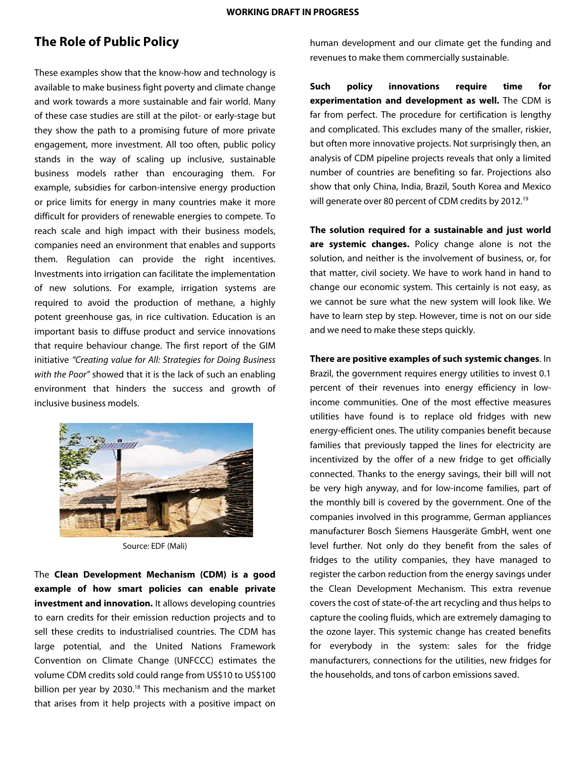## The Role of Public Policy

These examples show that the know-how and technology is available to make business fight poverty and climate change and work towards a more sustainable and fair world. Many of these case studies are still at the pilot- or early-stage but they show the path to a promising future of more private engagement, more investment. All too often, public policy stands in the way of scaling up inclusive, sustainable business models rather than encouraging them. For example, subsidies for carbon-intensive energy production or price limits for energy in many countries make it more difficult for providers of renewable energies to compete. To reach scale and high impact with their business models, companies need an environment that enables and supports them. Regulation can provide the right incentives. Investments into irrigation can facilitate the implementation of new solutions. For example, irrigation systems are required to avoid the production of methane, a highly potent greenhouse gas, in rice cultivation. Education is an important basis to diffuse product and service innovations that require behaviour change. The first report of the GIM initiative *"Creating value for All: Strategies for Doing Business with the Poor"* showed that it is the lack of such an enabling environment that hinders the success and growth of inclusive business models.

Source: EDF (Mali)

The **Clean Development Mechanism (CDM) is a good example of how smart policies can enable private investment and innovation.** It allows developing countries to earn credits for their emission reduction projects and to sell these credits to industrialised countries. The CDM has large potential, and the United Nations Framework Convention on Climate Change (UNFCCC) estimates the volume CDM credits sold could range from US$10 to US$100 billion per year by 2030.[18] This mechanism and the market that arises from it help projects with a positive impact on human development and our climate get the funding and revenues to make them commercially sustainable.

**Such policy innovations require time for experimentation and development as well.** The CDM is far from perfect. The procedure for certification is lengthy and complicated. This excludes many of the smaller, riskier, but often more innovative projects. Not surprisingly then, an analysis of CDM pipeline projects reveals that only a limited number of countries are benefiting so far. Projections also show that only China, India, Brazil, South Korea and Mexico will generate over 80 percent of CDM credits by 2012.[19]

**The solution required for a sustainable and just world are systemic changes.** Policy change alone is not the solution, and neither is the involvement of business, or, for that matter, civil society. We have to work hand in hand to change our economic system. This certainly is not easy, as we cannot be sure what the new system will look like. We have to learn step by step. However, time is not on our side and we need to make these steps quickly.

**There are positive examples of such systemic changes**. In Brazil, the government requires energy utilities to invest 0.1 percent of their revenues into energy efficiency in low-income communities. One of the most effective measures utilities have found is to replace old fridges with new energy-efficient ones. The utility companies benefit because families that previously tapped the lines for electricity are incentivized by the offer of a new fridge to get officially connected. Thanks to the energy savings, their bill will not be very high anyway, and for low-income families, part of the monthly bill is covered by the government. One of the companies involved in this programme, German appliances manufacturer Bosch Siemens Hausgeräte GmbH, went one level further. Not only do they benefit from the sales of fridges to the utility companies, they have managed to register the carbon reduction from the energy savings under the Clean Development Mechanism. This extra revenue covers the cost of state-of-the art recycling and thus helps to capture the cooling fluids, which are extremely damaging to the ozone layer. This systemic change has created benefits for everybody in the system: sales for the fridge manufacturers, connections for the utilities, new fridges for the households, and tons of carbon emissions saved.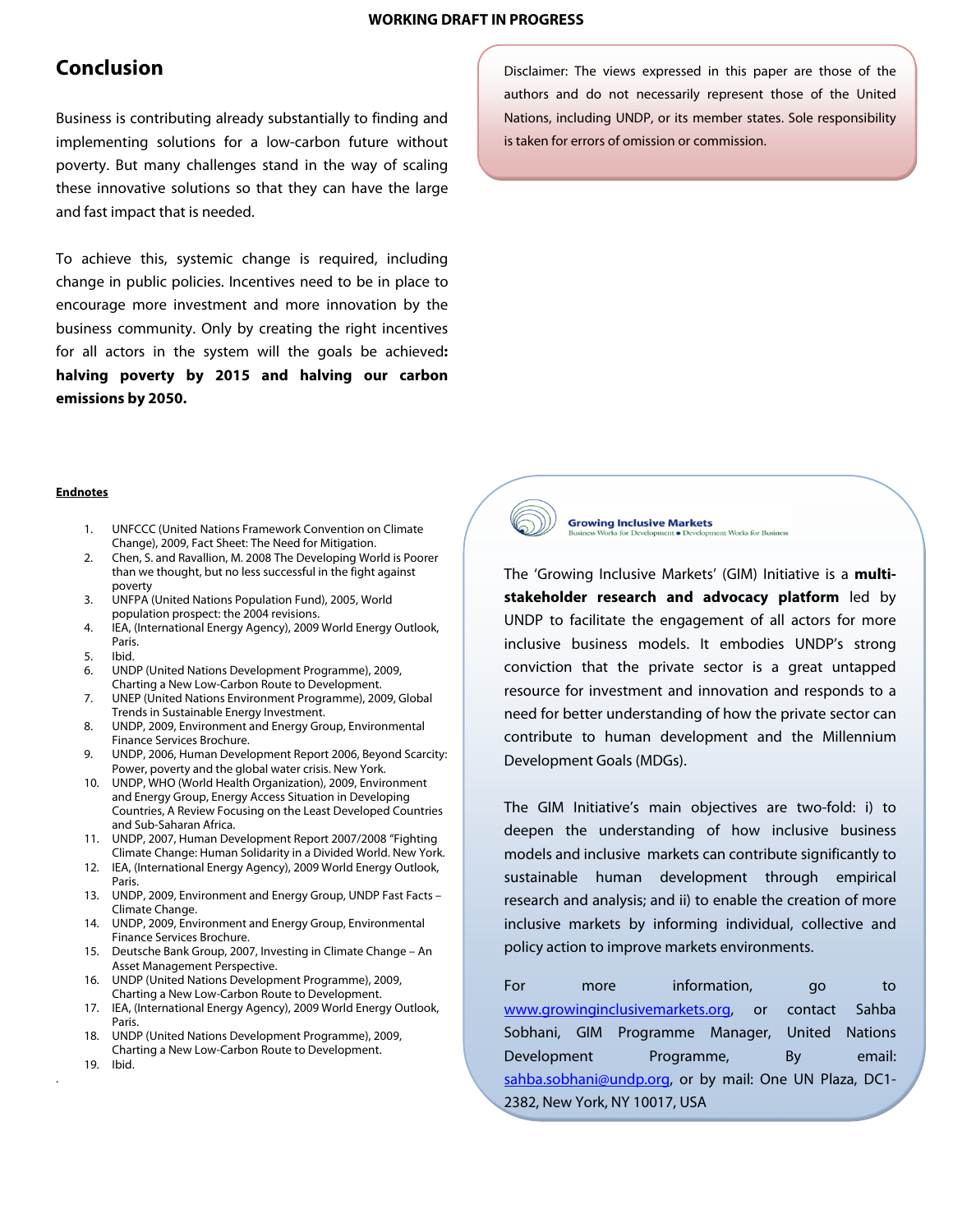# Conclusion

Business is contributing already substantially to finding and implementing solutions for a low-carbon future without poverty. But many challenges stand in the way of scaling these innovative solutions so that they can have the large and fast impact that is needed.

To achieve this, systemic change is required, including change in public policies. Incentives need to be in place to encourage more investment and more innovation by the business community. Only by creating the right incentives for all actors in the system will the goals be achieved**: halving poverty by 2015 and halving our carbon emissions by 2050.**

Disclaimer: The views expressed in this paper are those of the authors and do not necessarily represent those of the United Nations, including UNDP, or its member states. Sole responsibility is taken for errors of omission or commission.

**Endnotes**

1. UNFCCC (United Nations Framework Convention on Climate Change), 2009, Fact Sheet: The Need for Mitigation.
2. Chen, S. and Ravallion, M. 2008 The Developing World is Poorer than we thought, but no less successful in the fight against poverty
3. UNFPA (United Nations Population Fund), 2005, World population prospect: the 2004 revisions.
4. IEA, (International Energy Agency), 2009 World Energy Outlook, Paris.
5. Ibid.
6. UNDP (United Nations Development Programme), 2009, Charting a New Low-Carbon Route to Development.
7. UNEP (United Nations Environment Programme), 2009, Global Trends in Sustainable Energy Investment.
8. UNDP, 2009, Environment and Energy Group, Environmental Finance Services Brochure.
9. UNDP, 2006, Human Development Report 2006, Beyond Scarcity: Power, poverty and the global water crisis. New York.
10. UNDP, WHO (World Health Organization), 2009, Environment and Energy Group, Energy Access Situation in Developing Countries, A Review Focusing on the Least Developed Countries and Sub-Saharan Africa.
11. UNDP, 2007, Human Development Report 2007/2008 "Fighting Climate Change: Human Solidarity in a Divided World. New York.
12. IEA, (International Energy Agency), 2009 World Energy Outlook, Paris.
13. UNDP, 2009, Environment and Energy Group, UNDP Fast Facts – Climate Change.
14. UNDP, 2009, Environment and Energy Group, Environmental Finance Services Brochure.
15. Deutsche Bank Group, 2007, Investing in Climate Change – An Asset Management Perspective.
16. UNDP (United Nations Development Programme), 2009, Charting a New Low-Carbon Route to Development.
17. IEA, (International Energy Agency), 2009 World Energy Outlook, Paris.
18. UNDP (United Nations Development Programme), 2009, Charting a New Low-Carbon Route to Development.
19. Ibid.

**Growing Inclusive Markets**
Business Works for Development • Development Works for Business

The 'Growing Inclusive Markets' (GIM) Initiative is a **multi-stakeholder research and advocacy platform** led by UNDP to facilitate the engagement of all actors for more inclusive business models. It embodies UNDP's strong conviction that the private sector is a great untapped resource for investment and innovation and responds to a need for better understanding of how the private sector can contribute to human development and the Millennium Development Goals (MDGs).

The GIM Initiative's main objectives are two-fold: i) to deepen the understanding of how inclusive business models and inclusive markets can contribute significantly to sustainable human development through empirical research and analysis; and ii) to enable the creation of more inclusive markets by informing individual, collective and policy action to improve markets environments.

For more information, go to www.growinginclusivemarkets.org, or contact Sahba Sobhani, GIM Programme Manager, United Nations Development Programme, By email: sahba.sobhani@undp.org, or by mail: One UN Plaza, DC1-2382, New York, NY 10017, USA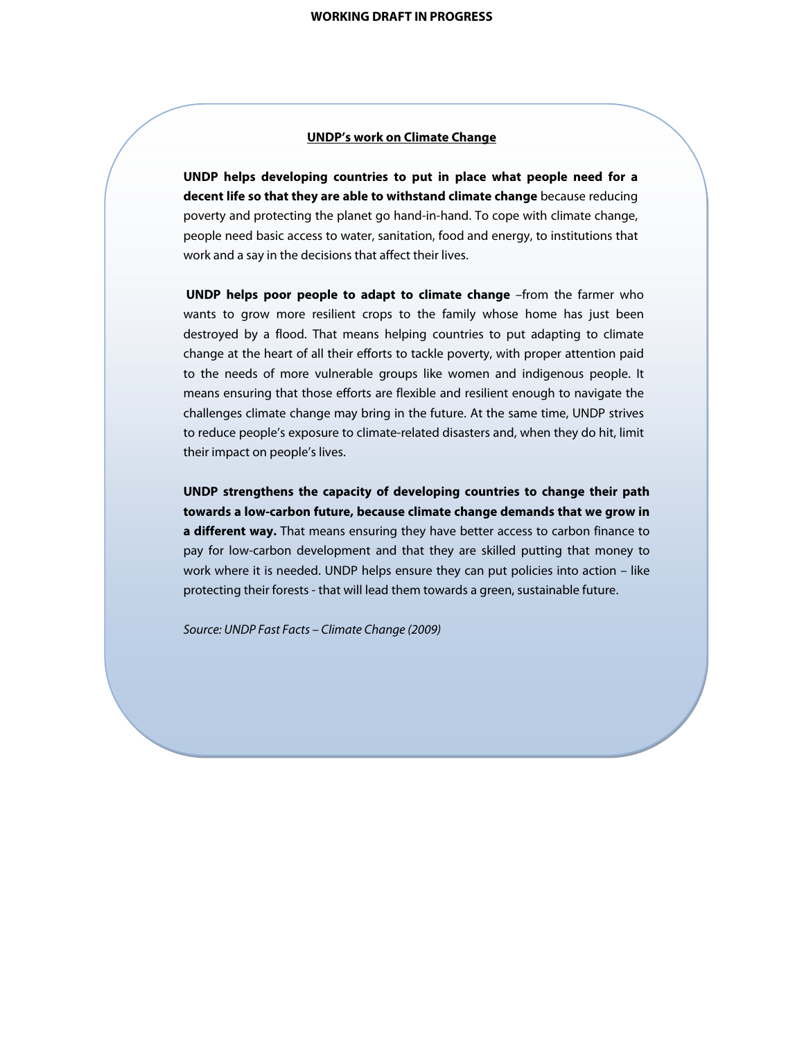**UNDP's work on Climate Change**

**UNDP helps developing countries to put in place what people need for a decent life so that they are able to withstand climate change** because reducing poverty and protecting the planet go hand-in-hand. To cope with climate change, people need basic access to water, sanitation, food and energy, to institutions that work and a say in the decisions that affect their lives.

**UNDP helps poor people to adapt to climate change** –from the farmer who wants to grow more resilient crops to the family whose home has just been destroyed by a flood. That means helping countries to put adapting to climate change at the heart of all their efforts to tackle poverty, with proper attention paid to the needs of more vulnerable groups like women and indigenous people. It means ensuring that those efforts are flexible and resilient enough to navigate the challenges climate change may bring in the future. At the same time, UNDP strives to reduce people's exposure to climate-related disasters and, when they do hit, limit their impact on people's lives.

**UNDP strengthens the capacity of developing countries to change their path towards a low-carbon future, because climate change demands that we grow in a different way.** That means ensuring they have better access to carbon finance to pay for low-carbon development and that they are skilled putting that money to work where it is needed. UNDP helps ensure they can put policies into action – like protecting their forests - that will lead them towards a green, sustainable future.

*Source: UNDP Fast Facts – Climate Change (2009)*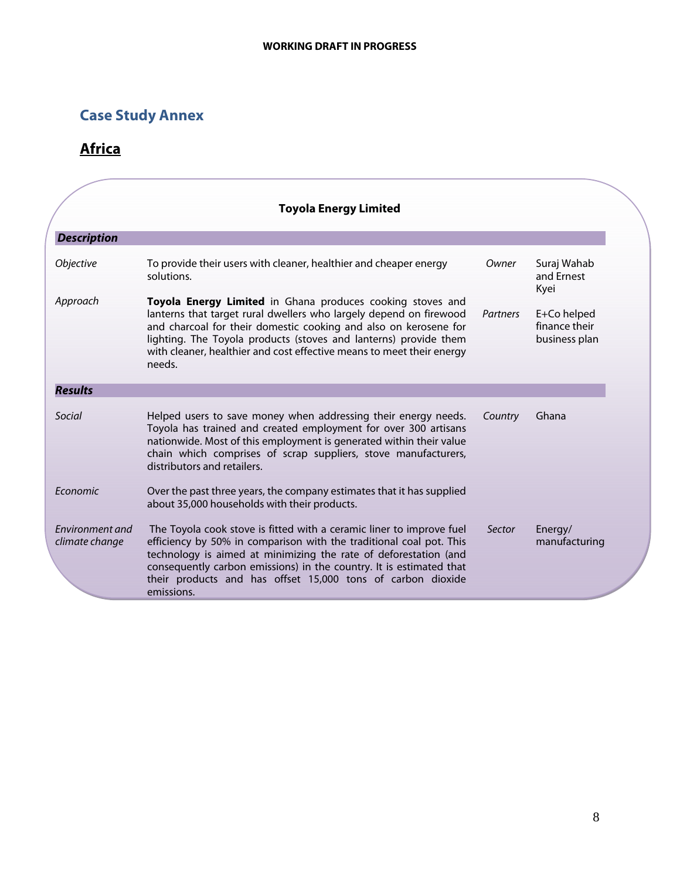**WORKING DRAFT IN PROGRESS**

## Case Study Annex

## Africa

### Toyola Energy Limited

| ***Description*** | | | |
|---|---|---|---|
| *Objective* | To provide their users with cleaner, healthier and cheaper energy solutions. | *Owner* | Suraj Wahab and Ernest Kyei |
| *Approach* | **Toyola Energy Limited** in Ghana produces cooking stoves and lanterns that target rural dwellers who largely depend on firewood and charcoal for their domestic cooking and also on kerosene for lighting. The Toyola products (stoves and lanterns) provide them with cleaner, healthier and cost effective means to meet their energy needs. | *Partners* | E+Co helped finance their business plan |
| ***Results*** | | | |
| *Social* | Helped users to save money when addressing their energy needs. Toyola has trained and created employment for over 300 artisans nationwide. Most of this employment is generated within their value chain which comprises of scrap suppliers, stove manufacturers, distributors and retailers. | *Country* | Ghana |
| *Economic* | Over the past three years, the company estimates that it has supplied about 35,000 households with their products. | | |
| *Environment and climate change* | The Toyola cook stove is fitted with a ceramic liner to improve fuel efficiency by 50% in comparison with the traditional coal pot. This technology is aimed at minimizing the rate of deforestation (and consequently carbon emissions) in the country. It is estimated that their products and has offset 15,000 tons of carbon dioxide emissions. | *Sector* | Energy/ manufacturing |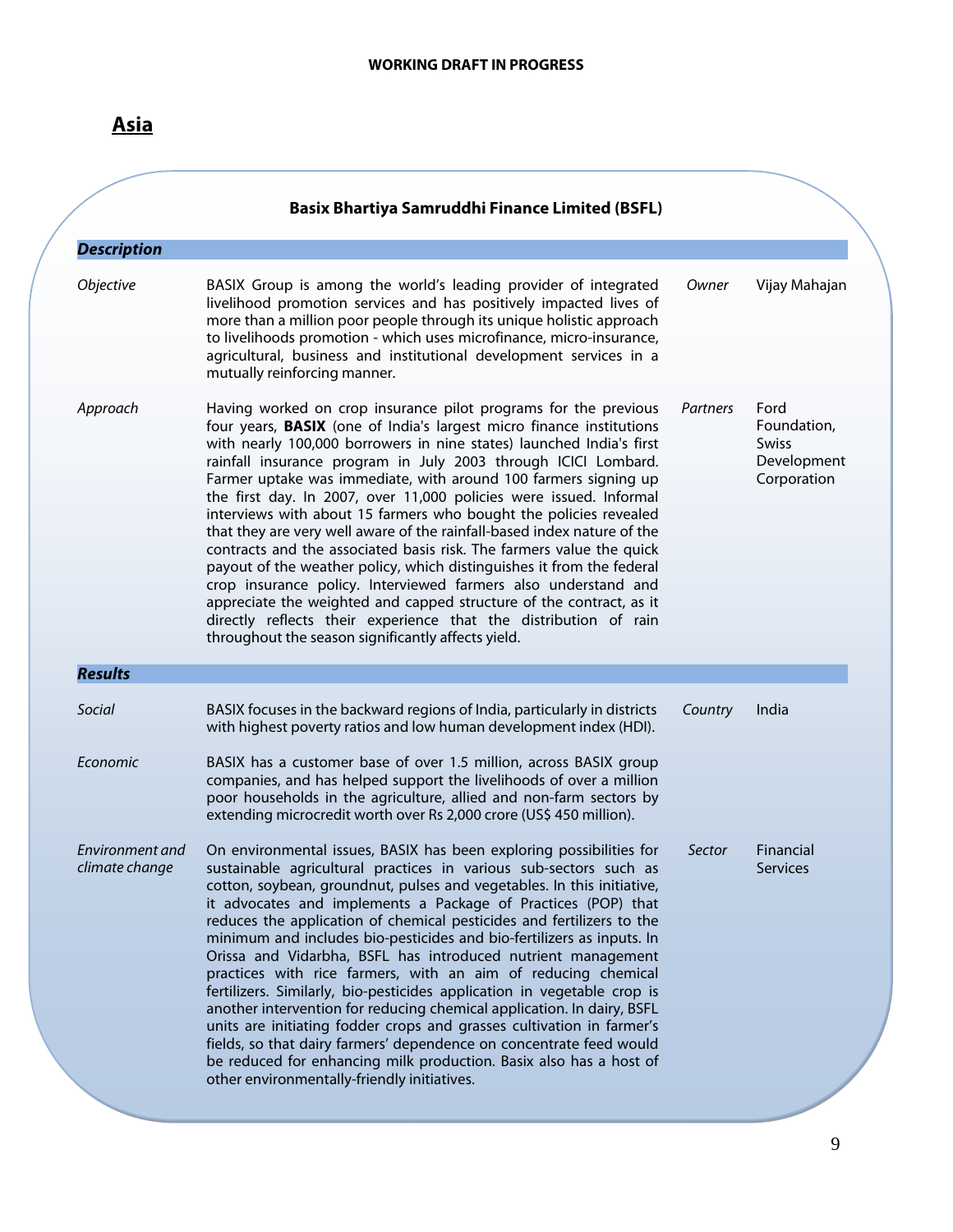## Asia

### Basix Bhartiya Samruddhi Finance Limited (BSFL)

***Description***

| | | | |
|---|---|---|---|
| *Objective* | BASIX Group is among the world's leading provider of integrated livelihood promotion services and has positively impacted lives of more than a million poor people through its unique holistic approach to livelihoods promotion - which uses microfinance, micro-insurance, agricultural, business and institutional development services in a mutually reinforcing manner. | *Owner* | Vijay Mahajan |
| *Approach* | Having worked on crop insurance pilot programs for the previous four years, **BASIX** (one of India's largest micro finance institutions with nearly 100,000 borrowers in nine states) launched India's first rainfall insurance program in July 2003 through ICICI Lombard. Farmer uptake was immediate, with around 100 farmers signing up the first day. In 2007, over 11,000 policies were issued. Informal interviews with about 15 farmers who bought the policies revealed that they are very well aware of the rainfall-based index nature of the contracts and the associated basis risk. The farmers value the quick payout of the weather policy, which distinguishes it from the federal crop insurance policy. Interviewed farmers also understand and appreciate the weighted and capped structure of the contract, as it directly reflects their experience that the distribution of rain throughout the season significantly affects yield. | *Partners* | Ford Foundation, Swiss Development Corporation |

***Results***

| | | | |
|---|---|---|---|
| *Social* | BASIX focuses in the backward regions of India, particularly in districts with highest poverty ratios and low human development index (HDI). | *Country* | India |
| *Economic* | BASIX has a customer base of over 1.5 million, across BASIX group companies, and has helped support the livelihoods of over a million poor households in the agriculture, allied and non-farm sectors by extending microcredit worth over Rs 2,000 crore (US$ 450 million). | | |
| *Environment and climate change* | On environmental issues, BASIX has been exploring possibilities for sustainable agricultural practices in various sub-sectors such as cotton, soybean, groundnut, pulses and vegetables. In this initiative, it advocates and implements a Package of Practices (POP) that reduces the application of chemical pesticides and fertilizers to the minimum and includes bio-pesticides and bio-fertilizers as inputs. In Orissa and Vidarbha, BSFL has introduced nutrient management practices with rice farmers, with an aim of reducing chemical fertilizers. Similarly, bio-pesticides application in vegetable crop is another intervention for reducing chemical application. In dairy, BSFL units are initiating fodder crops and grasses cultivation in farmer's fields, so that dairy farmers' dependence on concentrate feed would be reduced for enhancing milk production. Basix also has a host of other environmentally-friendly initiatives. | *Sector* | Financial Services |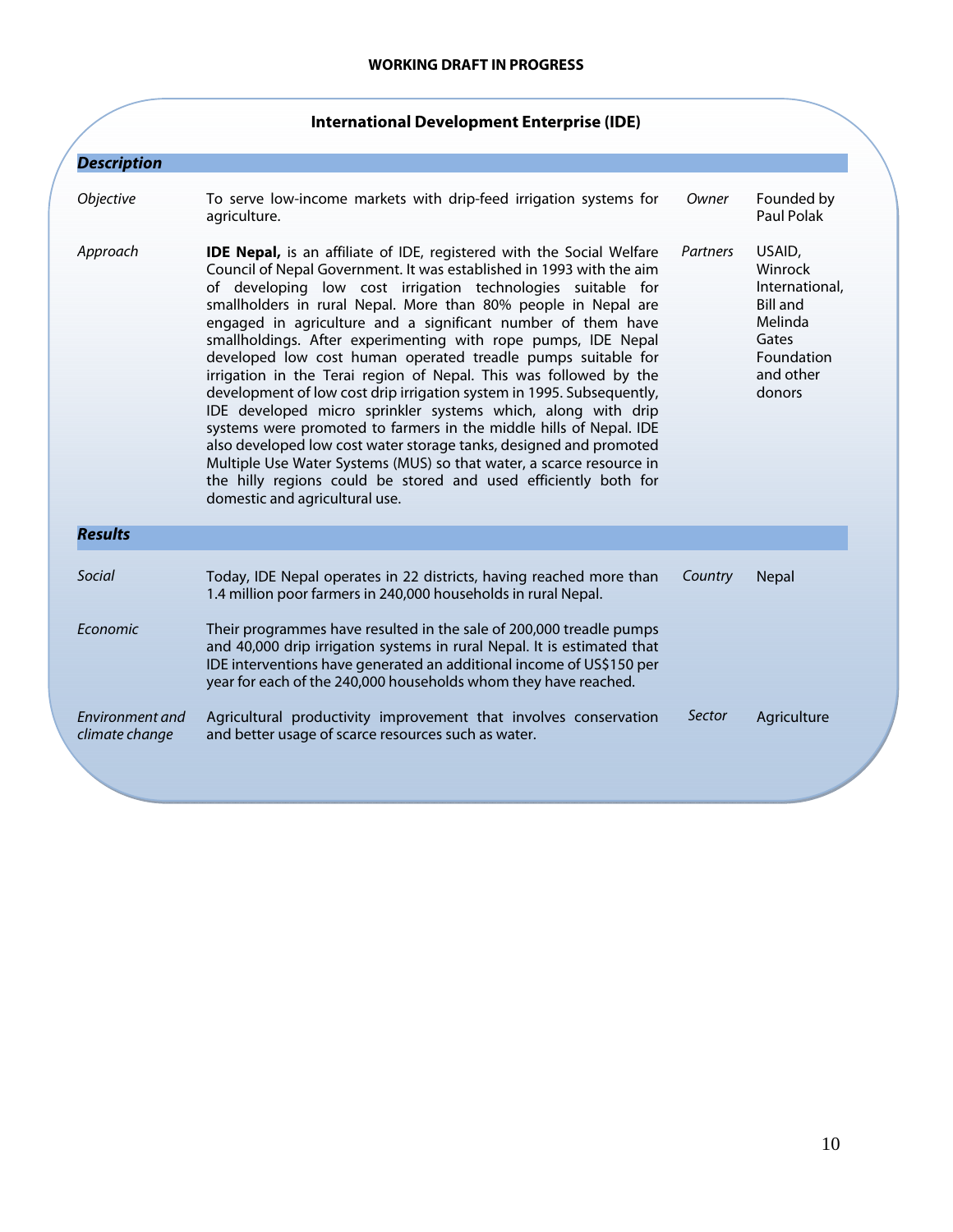**WORKING DRAFT IN PROGRESS**

## International Development Enterprise (IDE)

### *Description*

| | | | |
|---|---|---|---|
| *Objective* | To serve low-income markets with drip-feed irrigation systems for agriculture. | *Owner* | Founded by Paul Polak |
| *Approach* | **IDE Nepal,** is an affiliate of IDE, registered with the Social Welfare Council of Nepal Government. It was established in 1993 with the aim of developing low cost irrigation technologies suitable for smallholders in rural Nepal. More than 80% people in Nepal are engaged in agriculture and a significant number of them have smallholdings. After experimenting with rope pumps, IDE Nepal developed low cost human operated treadle pumps suitable for irrigation in the Terai region of Nepal. This was followed by the development of low cost drip irrigation system in 1995. Subsequently, IDE developed micro sprinkler systems which, along with drip systems were promoted to farmers in the middle hills of Nepal. IDE also developed low cost water storage tanks, designed and promoted Multiple Use Water Systems (MUS) so that water, a scarce resource in the hilly regions could be stored and used efficiently both for domestic and agricultural use. | *Partners* | USAID, Winrock International, Bill and Melinda Gates Foundation and other donors |

### *Results*

| | | | |
|---|---|---|---|
| *Social* | Today, IDE Nepal operates in 22 districts, having reached more than 1.4 million poor farmers in 240,000 households in rural Nepal. | *Country* | Nepal |
| *Economic* | Their programmes have resulted in the sale of 200,000 treadle pumps and 40,000 drip irrigation systems in rural Nepal. It is estimated that IDE interventions have generated an additional income of US$150 per year for each of the 240,000 households whom they have reached. | | |
| *Environment and climate change* | Agricultural productivity improvement that involves conservation and better usage of scarce resources such as water. | *Sector* | Agriculture |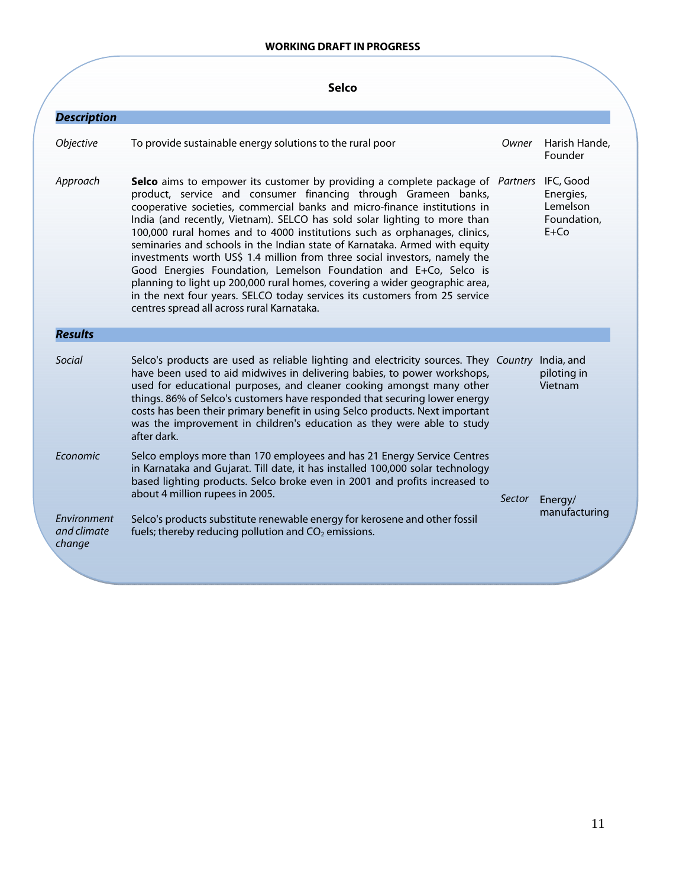**WORKING DRAFT IN PROGRESS**

## Selco

### *Description*

| | | | |
|---|---|---|---|
| *Objective* | To provide sustainable energy solutions to the rural poor | *Owner* | Harish Hande, Founder |
| *Approach* | **Selco** aims to empower its customer by providing a complete package of product, service and consumer financing through Grameen banks, cooperative societies, commercial banks and micro-finance institutions in India (and recently, Vietnam). SELCO has sold solar lighting to more than 100,000 rural homes and to 4000 institutions such as orphanages, clinics, seminaries and schools in the Indian state of Karnataka. Armed with equity investments worth US$ 1.4 million from three social investors, namely the Good Energies Foundation, Lemelson Foundation and E+Co, Selco is planning to light up 200,000 rural homes, covering a wider geographic area, in the next four years. SELCO today services its customers from 25 service centres spread all across rural Karnataka. | *Partners* | IFC, Good Energies, Lemelson Foundation, E+Co |

### *Results*

| | | | |
|---|---|---|---|
| *Social* | Selco's products are used as reliable lighting and electricity sources. They have been used to aid midwives in delivering babies, to power workshops, used for educational purposes, and cleaner cooking amongst many other things. 86% of Selco's customers have responded that securing lower energy costs has been their primary benefit in using Selco products. Next important was the improvement in children's education as they were able to study after dark. | *Country* | India, and piloting in Vietnam |
| *Economic* | Selco employs more than 170 employees and has 21 Energy Service Centres in Karnataka and Gujarat. Till date, it has installed 100,000 solar technology based lighting products. Selco broke even in 2001 and profits increased to about 4 million rupees in 2005. | *Sector* | Energy/ manufacturing |
| *Environment and climate change* | Selco's products substitute renewable energy for kerosene and other fossil fuels; thereby reducing pollution and $CO_2$ emissions. | | |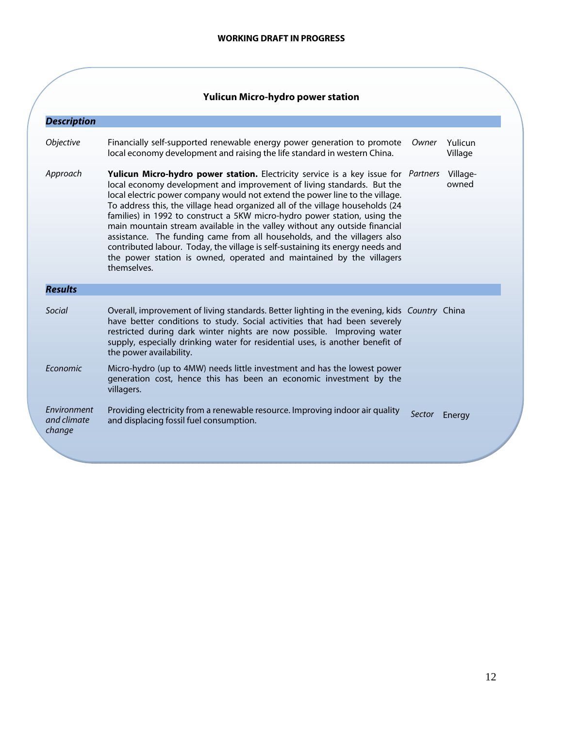**WORKING DRAFT IN PROGRESS**

## Yulicun Micro-hydro power station

### *Description*

| | | | |
|---|---|---|---|
| *Objective* | Financially self-supported renewable energy power generation to promote local economy development and raising the life standard in western China. | *Owner* | Yulicun Village |
| *Approach* | **Yulicun Micro-hydro power station.** Electricity service is a key issue for local economy development and improvement of living standards. But the local electric power company would not extend the power line to the village. To address this, the village head organized all of the village households (24 families) in 1992 to construct a 5KW micro-hydro power station, using the main mountain stream available in the valley without any outside financial assistance. The funding came from all households, and the villagers also contributed labour. Today, the village is self-sustaining its energy needs and the power station is owned, operated and maintained by the villagers themselves. | *Partners* | Village-owned |

### *Results*

| | | | |
|---|---|---|---|
| *Social* | Overall, improvement of living standards. Better lighting in the evening, kids have better conditions to study. Social activities that had been severely restricted during dark winter nights are now possible. Improving water supply, especially drinking water for residential uses, is another benefit of the power availability. | *Country* | China |
| *Economic* | Micro-hydro (up to 4MW) needs little investment and has the lowest power generation cost, hence this has been an economic investment by the villagers. | | |
| *Environment and climate change* | Providing electricity from a renewable resource. Improving indoor air quality and displacing fossil fuel consumption. | *Sector* | Energy |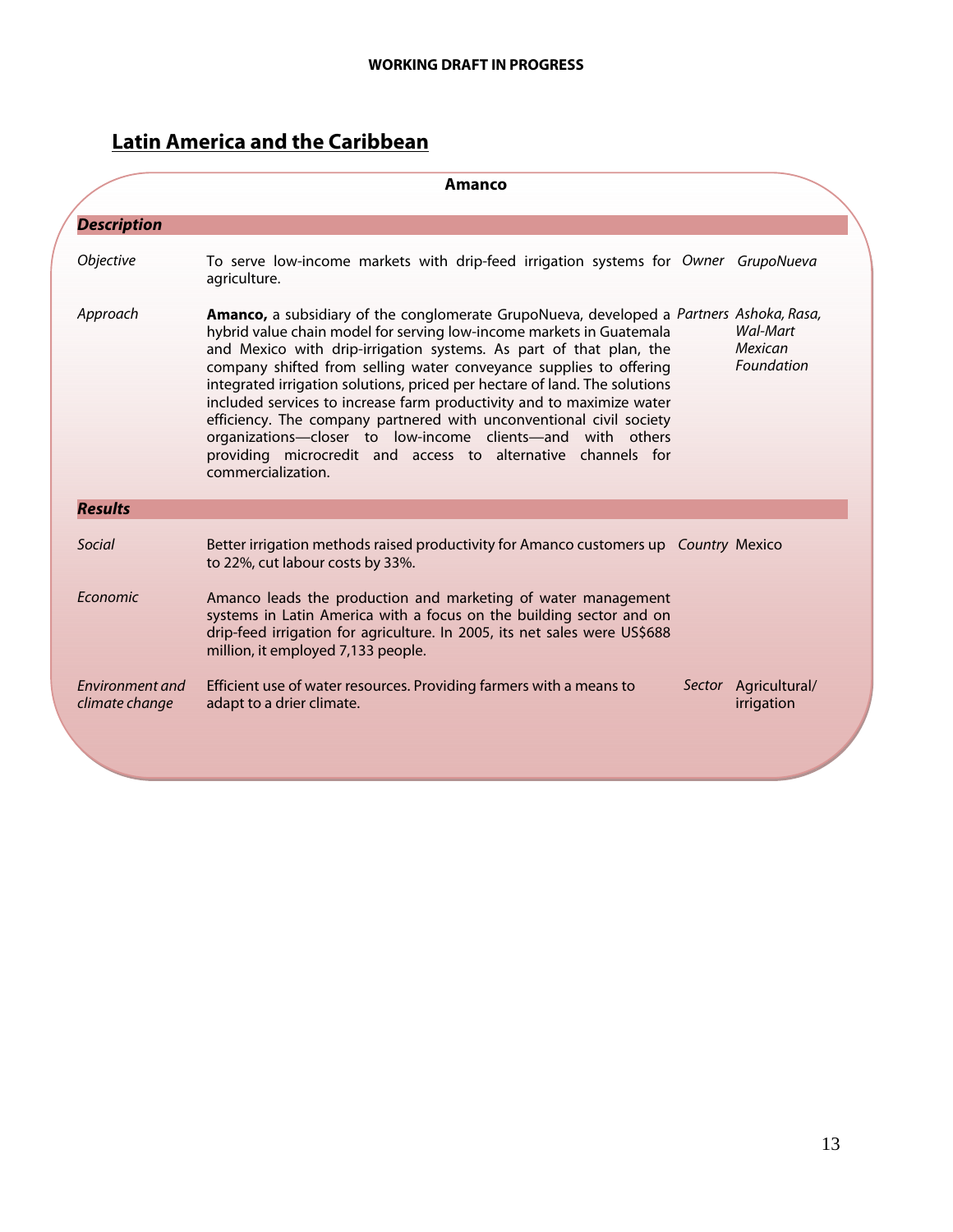**WORKING DRAFT IN PROGRESS**

## Latin America and the Caribbean

### Amanco

***Description***

| | | | |
|---|---|---|---|
| *Objective* | To serve low-income markets with drip-feed irrigation systems for agriculture. | *Owner* | *GrupoNueva* |
| *Approach* | **Amanco,** a subsidiary of the conglomerate GrupoNueva, developed a hybrid value chain model for serving low-income markets in Guatemala and Mexico with drip-irrigation systems. As part of that plan, the company shifted from selling water conveyance supplies to offering integrated irrigation solutions, priced per hectare of land. The solutions included services to increase farm productivity and to maximize water efficiency. The company partnered with unconventional civil society organizations—closer to low-income clients—and with others providing microcredit and access to alternative channels for commercialization. | *Partners* | *Ashoka, Rasa, Wal-Mart Mexican Foundation* |

***Results***

| | | | |
|---|---|---|---|
| *Social* | Better irrigation methods raised productivity for Amanco customers up to 22%, cut labour costs by 33%. | *Country* | Mexico |
| *Economic* | Amanco leads the production and marketing of water management systems in Latin America with a focus on the building sector and on drip-feed irrigation for agriculture. In 2005, its net sales were US$688 million, it employed 7,133 people. | | |
| *Environment and climate change* | Efficient use of water resources. Providing farmers with a means to adapt to a drier climate. | *Sector* | Agricultural/ irrigation |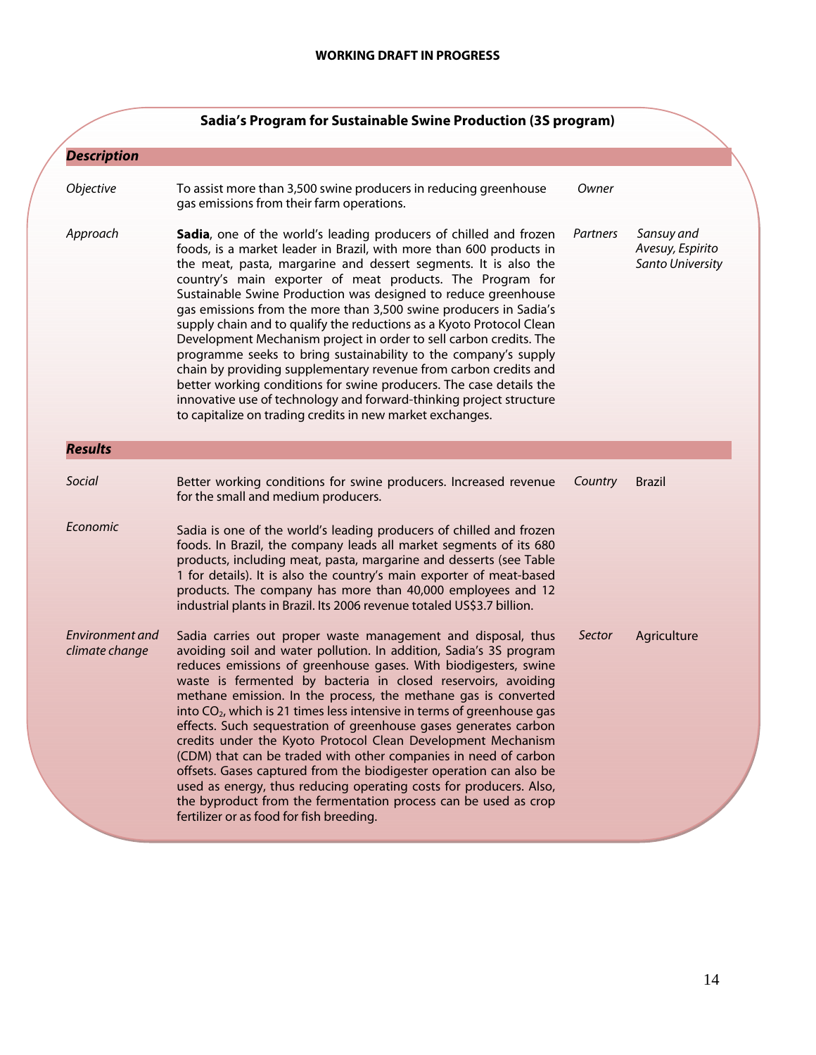**WORKING DRAFT IN PROGRESS**

## Sadia's Program for Sustainable Swine Production (3S program)

### *Description*

| | | | |
|---|---|---|---|
| *Objective* | To assist more than 3,500 swine producers in reducing greenhouse gas emissions from their farm operations. | *Owner* | |
| *Approach* | **Sadia**, one of the world's leading producers of chilled and frozen foods, is a market leader in Brazil, with more than 600 products in the meat, pasta, margarine and dessert segments. It is also the country's main exporter of meat products. The Program for Sustainable Swine Production was designed to reduce greenhouse gas emissions from the more than 3,500 swine producers in Sadia's supply chain and to qualify the reductions as a Kyoto Protocol Clean Development Mechanism project in order to sell carbon credits. The programme seeks to bring sustainability to the company's supply chain by providing supplementary revenue from carbon credits and better working conditions for swine producers. The case details the innovative use of technology and forward-thinking project structure to capitalize on trading credits in new market exchanges. | *Partners* | *Sansuy and Avesuy, Espirito Santo University* |

### *Results*

| | | | |
|---|---|---|---|
| *Social* | Better working conditions for swine producers. Increased revenue for the small and medium producers. | *Country* | Brazil |
| *Economic* | Sadia is one of the world's leading producers of chilled and frozen foods. In Brazil, the company leads all market segments of its 680 products, including meat, pasta, margarine and desserts (see Table 1 for details). It is also the country's main exporter of meat-based products. The company has more than 40,000 employees and 12 industrial plants in Brazil. Its 2006 revenue totaled US$3.7 billion. | | |
| *Environment and climate change* | Sadia carries out proper waste management and disposal, thus avoiding soil and water pollution. In addition, Sadia's 3S program reduces emissions of greenhouse gases. With biodigesters, swine waste is fermented by bacteria in closed reservoirs, avoiding methane emission. In the process, the methane gas is converted into $CO_2$, which is 21 times less intensive in terms of greenhouse gas effects. Such sequestration of greenhouse gases generates carbon credits under the Kyoto Protocol Clean Development Mechanism (CDM) that can be traded with other companies in need of carbon offsets. Gases captured from the biodigester operation can also be used as energy, thus reducing operating costs for producers. Also, the byproduct from the fermentation process can be used as crop fertilizer or as food for fish breeding. | *Sector* | Agriculture |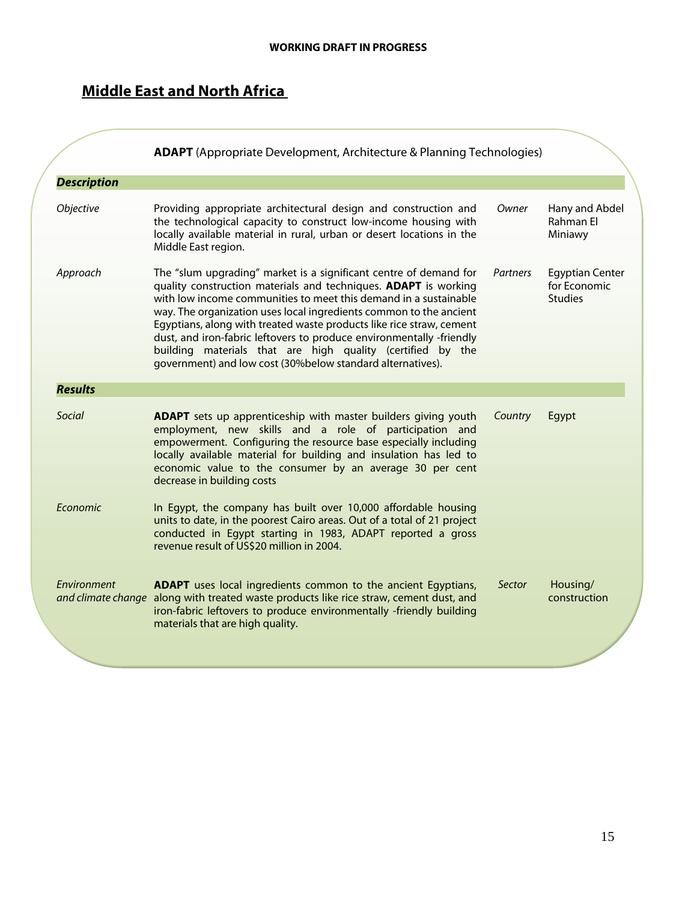## Middle East and North Africa

**ADAPT** (Appropriate Development, Architecture & Planning Technologies)

| ***Description*** | | | |
|---|---|---|---|
| *Objective* | Providing appropriate architectural design and construction and the technological capacity to construct low-income housing with locally available material in rural, urban or desert locations in the Middle East region. | *Owner* | Hany and Abdel Rahman El Miniawy |
| *Approach* | The "slum upgrading" market is a significant centre of demand for quality construction materials and techniques. **ADAPT** is working with low income communities to meet this demand in a sustainable way. The organization uses local ingredients common to the ancient Egyptians, along with treated waste products like rice straw, cement dust, and iron-fabric leftovers to produce environmentally -friendly building materials that are high quality (certified by the government) and low cost (30%below standard alternatives). | *Partners* | Egyptian Center for Economic Studies |
| ***Results*** | | | |
| *Social* | **ADAPT** sets up apprenticeship with master builders giving youth employment, new skills and a role of participation and empowerment. Configuring the resource base especially including locally available material for building and insulation has led to economic value to the consumer by an average 30 per cent decrease in building costs | *Country* | Egypt |
| *Economic* | In Egypt, the company has built over 10,000 affordable housing units to date, in the poorest Cairo areas. Out of a total of 21 project conducted in Egypt starting in 1983, ADAPT reported a gross revenue result of US$20 million in 2004. | | |
| *Environment and climate change* | **ADAPT** uses local ingredients common to the ancient Egyptians, along with treated waste products like rice straw, cement dust, and iron-fabric leftovers to produce environmentally -friendly building materials that are high quality. | *Sector* | Housing/ construction |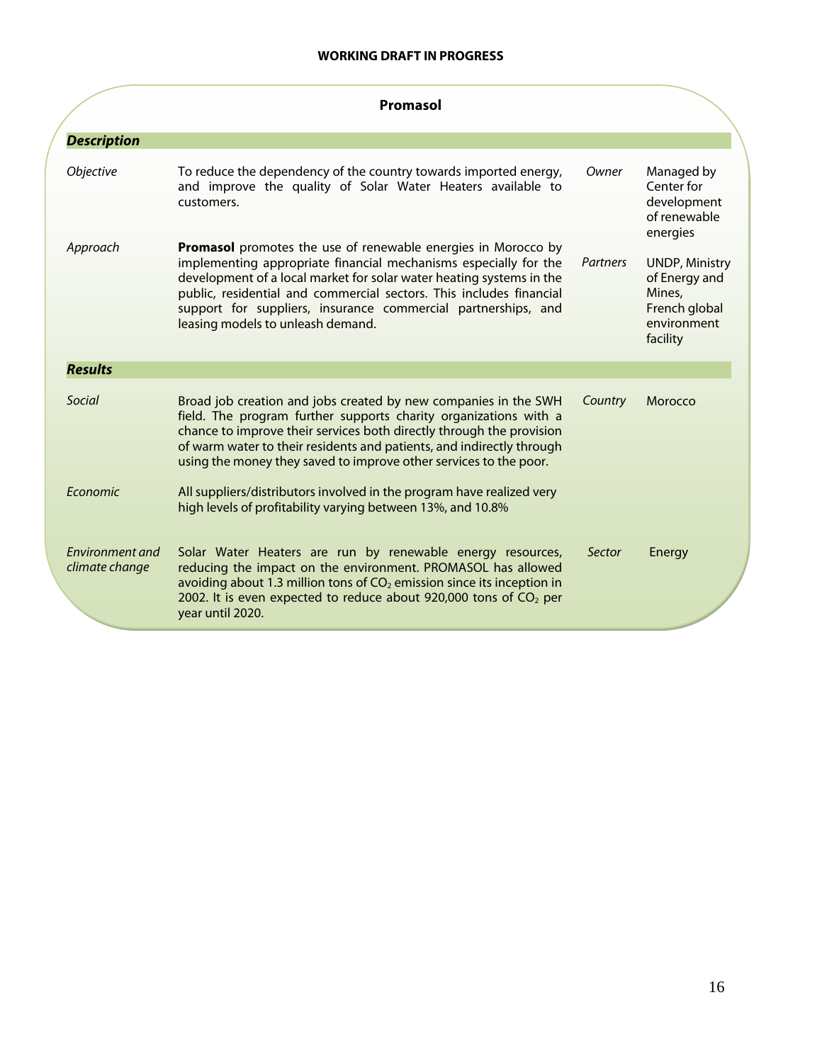**WORKING DRAFT IN PROGRESS**

## Promasol

| | | | |
|---|---|---|---|
| ***Description*** | | | |
| *Objective* | To reduce the dependency of the country towards imported energy, and improve the quality of Solar Water Heaters available to customers. | *Owner* | Managed by Center for development of renewable energies |
| *Approach* | **Promasol** promotes the use of renewable energies in Morocco by implementing appropriate financial mechanisms especially for the development of a local market for solar water heating systems in the public, residential and commercial sectors. This includes financial support for suppliers, insurance commercial partnerships, and leasing models to unleash demand. | *Partners* | UNDP, Ministry of Energy and Mines, French global environment facility |
| ***Results*** | | | |
| *Social* | Broad job creation and jobs created by new companies in the SWH field. The program further supports charity organizations with a chance to improve their services both directly through the provision of warm water to their residents and patients, and indirectly through using the money they saved to improve other services to the poor. | *Country* | Morocco |
| *Economic* | All suppliers/distributors involved in the program have realized very high levels of profitability varying between 13%, and 10.8% | | |
| *Environment and climate change* | Solar Water Heaters are run by renewable energy resources, reducing the impact on the environment. PROMASOL has allowed avoiding about 1.3 million tons of $CO_2$ emission since its inception in 2002. It is even expected to reduce about 920,000 tons of $CO_2$ per year until 2020. | *Sector* | Energy |